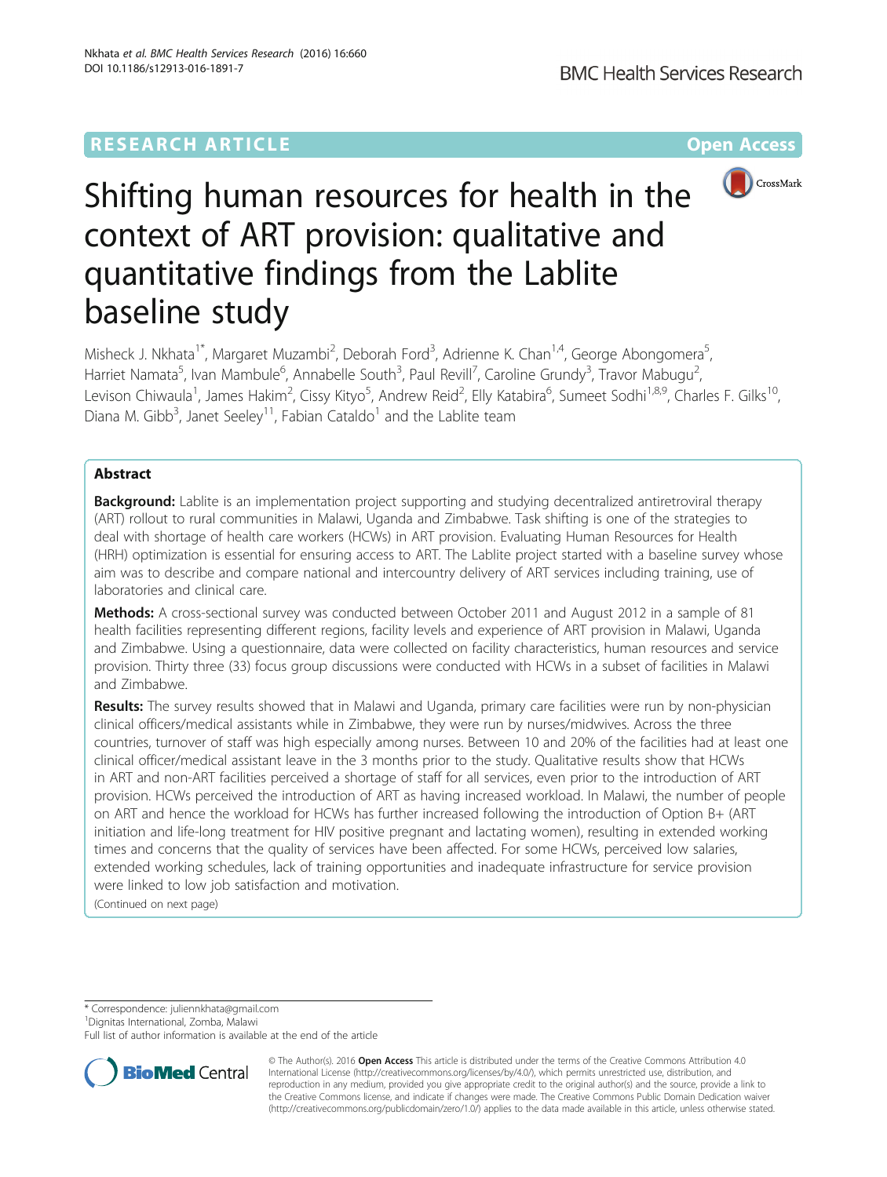RESEARCH ARTICLE

Open Access

# Shifting human resources for health in the context of ART provision: qualitative and quantitative findings from the Lablite baseline study

Misheck J. Nkhata[1*], Margaret Muzambi[2], Deborah Ford[3], Adrienne K. Chan[1,4], George Abongomera[5], Harriet Namata[5], Ivan Mambule[6], Annabelle South[3], Paul Revill[7], Caroline Grundy[3], Travor Mabugu[2], Levison Chiwaula[1], James Hakim[2], Cissy Kityo[5], Andrew Reid[2], Elly Katabira[6], Sumeet Sodhi[1,8,9], Charles F. Gilks[10], Diana M. Gibb[3], Janet Seeley[11], Fabian Cataldo[1] and the Lablite team

## Abstract

**Background:** Lablite is an implementation project supporting and studying decentralized antiretroviral therapy (ART) rollout to rural communities in Malawi, Uganda and Zimbabwe. Task shifting is one of the strategies to deal with shortage of health care workers (HCWs) in ART provision. Evaluating Human Resources for Health (HRH) optimization is essential for ensuring access to ART. The Lablite project started with a baseline survey whose aim was to describe and compare national and intercountry delivery of ART services including training, use of laboratories and clinical care.

**Methods:** A cross-sectional survey was conducted between October 2011 and August 2012 in a sample of 81 health facilities representing different regions, facility levels and experience of ART provision in Malawi, Uganda and Zimbabwe. Using a questionnaire, data were collected on facility characteristics, human resources and service provision. Thirty three (33) focus group discussions were conducted with HCWs in a subset of facilities in Malawi and Zimbabwe.

**Results:** The survey results showed that in Malawi and Uganda, primary care facilities were run by non-physician clinical officers/medical assistants while in Zimbabwe, they were run by nurses/midwives. Across the three countries, turnover of staff was high especially among nurses. Between 10 and 20% of the facilities had at least one clinical officer/medical assistant leave in the 3 months prior to the study. Qualitative results show that HCWs in ART and non-ART facilities perceived a shortage of staff for all services, even prior to the introduction of ART provision. HCWs perceived the introduction of ART as having increased workload. In Malawi, the number of people on ART and hence the workload for HCWs has further increased following the introduction of Option B+ (ART initiation and life-long treatment for HIV positive pregnant and lactating women), resulting in extended working times and concerns that the quality of services have been affected. For some HCWs, perceived low salaries, extended working schedules, lack of training opportunities and inadequate infrastructure for service provision were linked to low job satisfaction and motivation.

(Continued on next page)

---

* Correspondence: juliennkhata@gmail.com
[1]Dignitas International, Zomba, Malawi
Full list of author information is available at the end of the article

© The Author(s). 2016 **Open Access** This article is distributed under the terms of the Creative Commons Attribution 4.0 International License (http://creativecommons.org/licenses/by/4.0/), which permits unrestricted use, distribution, and reproduction in any medium, provided you give appropriate credit to the original author(s) and the source, provide a link to the Creative Commons license, and indicate if changes were made. The Creative Commons Public Domain Dedication waiver (http://creativecommons.org/publicdomain/zero/1.0/) applies to the data made available in this article, unless otherwise stated.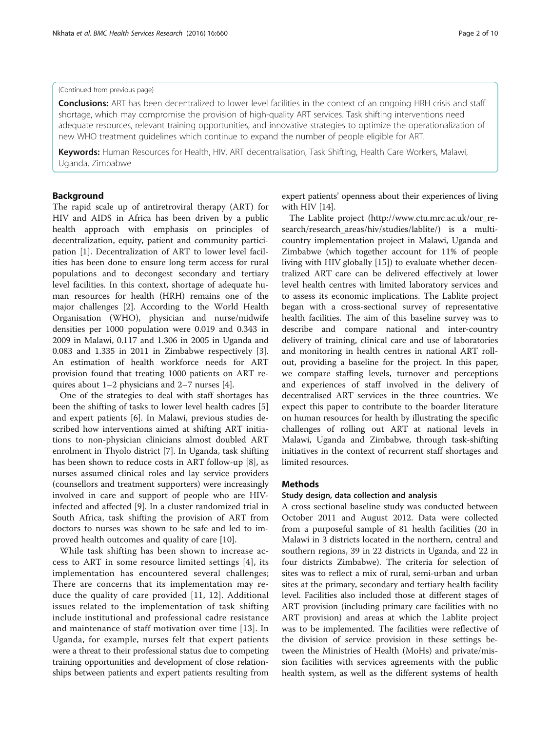(Continued from previous page)

**Conclusions:** ART has been decentralized to lower level facilities in the context of an ongoing HRH crisis and staff shortage, which may compromise the provision of high-quality ART services. Task shifting interventions need adequate resources, relevant training opportunities, and innovative strategies to optimize the operationalization of new WHO treatment guidelines which continue to expand the number of people eligible for ART.

**Keywords:** Human Resources for Health, HIV, ART decentralisation, Task Shifting, Health Care Workers, Malawi, Uganda, Zimbabwe

## Background

The rapid scale up of antiretroviral therapy (ART) for HIV and AIDS in Africa has been driven by a public health approach with emphasis on principles of decentralization, equity, patient and community participation [1]. Decentralization of ART to lower level facilities has been done to ensure long term access for rural populations and to decongest secondary and tertiary level facilities. In this context, shortage of adequate human resources for health (HRH) remains one of the major challenges [2]. According to the World Health Organisation (WHO), physician and nurse/midwife densities per 1000 population were 0.019 and 0.343 in 2009 in Malawi, 0.117 and 1.306 in 2005 in Uganda and 0.083 and 1.335 in 2011 in Zimbabwe respectively [3]. An estimation of health workforce needs for ART provision found that treating 1000 patients on ART requires about 1–2 physicians and 2–7 nurses [4].

One of the strategies to deal with staff shortages has been the shifting of tasks to lower level health cadres [5] and expert patients [6]. In Malawi, previous studies described how interventions aimed at shifting ART initiations to non-physician clinicians almost doubled ART enrolment in Thyolo district [7]. In Uganda, task shifting has been shown to reduce costs in ART follow-up [8], as nurses assumed clinical roles and lay service providers (counsellors and treatment supporters) were increasingly involved in care and support of people who are HIV-infected and affected [9]. In a cluster randomized trial in South Africa, task shifting the provision of ART from doctors to nurses was shown to be safe and led to improved health outcomes and quality of care [10].

While task shifting has been shown to increase access to ART in some resource limited settings [4], its implementation has encountered several challenges; There are concerns that its implementation may reduce the quality of care provided [11, 12]. Additional issues related to the implementation of task shifting include institutional and professional cadre resistance and maintenance of staff motivation over time [13]. In Uganda, for example, nurses felt that expert patients were a threat to their professional status due to competing training opportunities and development of close relationships between patients and expert patients resulting from expert patients' openness about their experiences of living with HIV [14].

The Lablite project (http://www.ctu.mrc.ac.uk/our_research/research_areas/hiv/studies/lablite/) is a multi-country implementation project in Malawi, Uganda and Zimbabwe (which together account for 11% of people living with HIV globally [15]) to evaluate whether decentralized ART care can be delivered effectively at lower level health centres with limited laboratory services and to assess its economic implications. The Lablite project began with a cross-sectional survey of representative health facilities. The aim of this baseline survey was to describe and compare national and inter-country delivery of training, clinical care and use of laboratories and monitoring in health centres in national ART rollout, providing a baseline for the project. In this paper, we compare staffing levels, turnover and perceptions and experiences of staff involved in the delivery of decentralised ART services in the three countries. We expect this paper to contribute to the boarder literature on human resources for health by illustrating the specific challenges of rolling out ART at national levels in Malawi, Uganda and Zimbabwe, through task-shifting initiatives in the context of recurrent staff shortages and limited resources.

## Methods

### Study design, data collection and analysis

A cross sectional baseline study was conducted between October 2011 and August 2012. Data were collected from a purposeful sample of 81 health facilities (20 in Malawi in 3 districts located in the northern, central and southern regions, 39 in 22 districts in Uganda, and 22 in four districts Zimbabwe). The criteria for selection of sites was to reflect a mix of rural, semi-urban and urban sites at the primary, secondary and tertiary health facility level. Facilities also included those at different stages of ART provision (including primary care facilities with no ART provision) and areas at which the Lablite project was to be implemented. The facilities were reflective of the division of service provision in these settings between the Ministries of Health (MoHs) and private/mission facilities with services agreements with the public health system, as well as the different systems of health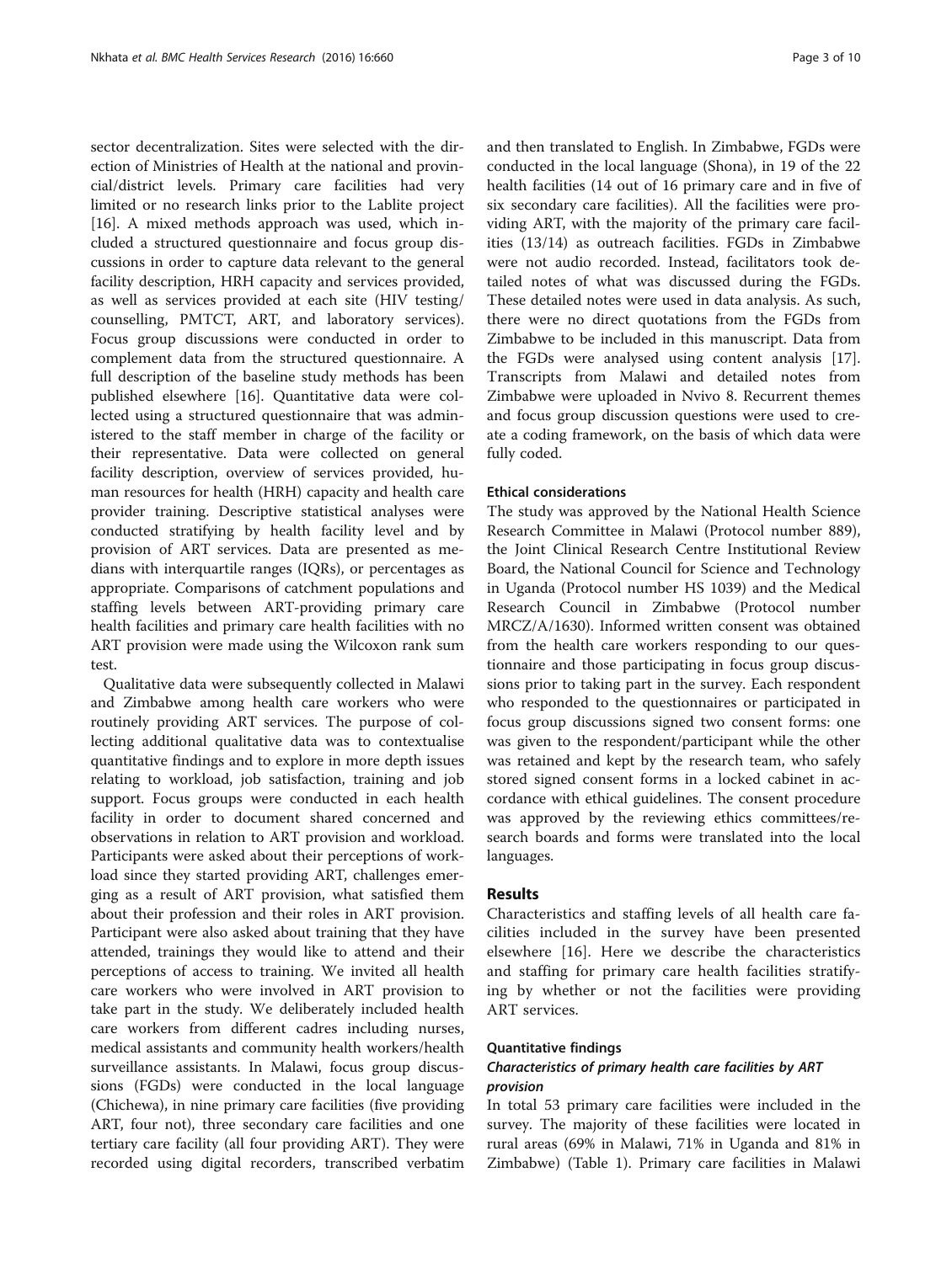sector decentralization. Sites were selected with the direction of Ministries of Health at the national and provincial/district levels. Primary care facilities had very limited or no research links prior to the Lablite project [16]. A mixed methods approach was used, which included a structured questionnaire and focus group discussions in order to capture data relevant to the general facility description, HRH capacity and services provided, as well as services provided at each site (HIV testing/counselling, PMTCT, ART, and laboratory services). Focus group discussions were conducted in order to complement data from the structured questionnaire. A full description of the baseline study methods has been published elsewhere [16]. Quantitative data were collected using a structured questionnaire that was administered to the staff member in charge of the facility or their representative. Data were collected on general facility description, overview of services provided, human resources for health (HRH) capacity and health care provider training. Descriptive statistical analyses were conducted stratifying by health facility level and by provision of ART services. Data are presented as medians with interquartile ranges (IQRs), or percentages as appropriate. Comparisons of catchment populations and staffing levels between ART-providing primary care health facilities and primary care health facilities with no ART provision were made using the Wilcoxon rank sum test.

Qualitative data were subsequently collected in Malawi and Zimbabwe among health care workers who were routinely providing ART services. The purpose of collecting additional qualitative data was to contextualise quantitative findings and to explore in more depth issues relating to workload, job satisfaction, training and job support. Focus groups were conducted in each health facility in order to document shared concerned and observations in relation to ART provision and workload. Participants were asked about their perceptions of workload since they started providing ART, challenges emerging as a result of ART provision, what satisfied them about their profession and their roles in ART provision. Participant were also asked about training that they have attended, trainings they would like to attend and their perceptions of access to training. We invited all health care workers who were involved in ART provision to take part in the study. We deliberately included health care workers from different cadres including nurses, medical assistants and community health workers/health surveillance assistants. In Malawi, focus group discussions (FGDs) were conducted in the local language (Chichewa), in nine primary care facilities (five providing ART, four not), three secondary care facilities and one tertiary care facility (all four providing ART). They were recorded using digital recorders, transcribed verbatim and then translated to English. In Zimbabwe, FGDs were conducted in the local language (Shona), in 19 of the 22 health facilities (14 out of 16 primary care and in five of six secondary care facilities). All the facilities were providing ART, with the majority of the primary care facilities (13/14) as outreach facilities. FGDs in Zimbabwe were not audio recorded. Instead, facilitators took detailed notes of what was discussed during the FGDs. These detailed notes were used in data analysis. As such, there were no direct quotations from the FGDs from Zimbabwe to be included in this manuscript. Data from the FGDs were analysed using content analysis [17]. Transcripts from Malawi and detailed notes from Zimbabwe were uploaded in Nvivo 8. Recurrent themes and focus group discussion questions were used to create a coding framework, on the basis of which data were fully coded.

### Ethical considerations

The study was approved by the National Health Science Research Committee in Malawi (Protocol number 889), the Joint Clinical Research Centre Institutional Review Board, the National Council for Science and Technology in Uganda (Protocol number HS 1039) and the Medical Research Council in Zimbabwe (Protocol number MRCZ/A/1630). Informed written consent was obtained from the health care workers responding to our questionnaire and those participating in focus group discussions prior to taking part in the survey. Each respondent who responded to the questionnaires or participated in focus group discussions signed two consent forms: one was given to the respondent/participant while the other was retained and kept by the research team, who safely stored signed consent forms in a locked cabinet in accordance with ethical guidelines. The consent procedure was approved by the reviewing ethics committees/research boards and forms were translated into the local languages.

## Results

Characteristics and staffing levels of all health care facilities included in the survey have been presented elsewhere [16]. Here we describe the characteristics and staffing for primary care health facilities stratifying by whether or not the facilities were providing ART services.

### Quantitative findings

#### *Characteristics of primary health care facilities by ART provision*

In total 53 primary care facilities were included in the survey. The majority of these facilities were located in rural areas (69% in Malawi, 71% in Uganda and 81% in Zimbabwe) (Table 1). Primary care facilities in Malawi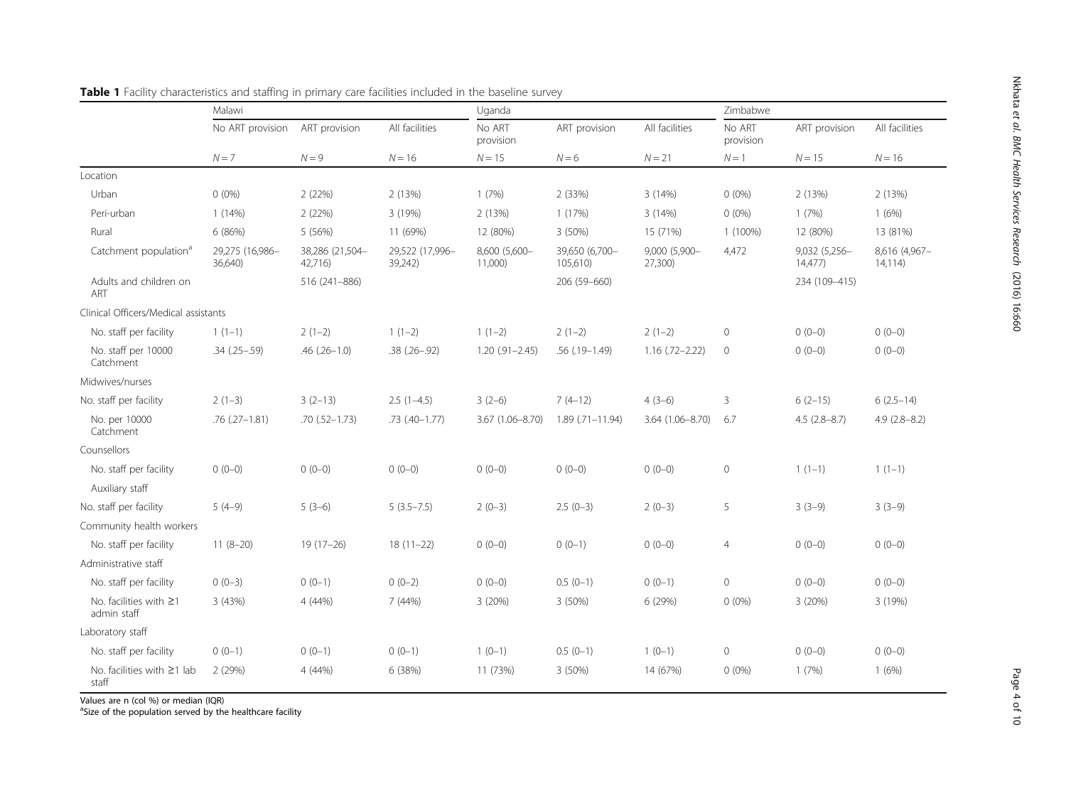**Table 1** Facility characteristics and staffing in primary care facilities included in the baseline survey

| | Malawi | | | Uganda | | | Zimbabwe | | |
|---|---|---|---|---|---|---|---|---|---|
| | No ART provision | ART provision | All facilities | No ART provision | ART provision | All facilities | No ART provision | ART provision | All facilities |
| | N = 7 | N = 9 | N = 16 | N = 15 | N = 6 | N = 21 | N = 1 | N = 15 | N = 16 |
| Location | | | | | | | | | |
| Urban | 0 (0%) | 2 (22%) | 2 (13%) | 1 (7%) | 2 (33%) | 3 (14%) | 0 (0%) | 2 (13%) | 2 (13%) |
| Peri-urban | 1 (14%) | 2 (22%) | 3 (19%) | 2 (13%) | 1 (17%) | 3 (14%) | 0 (0%) | 1 (7%) | 1 (6%) |
| Rural | 6 (86%) | 5 (56%) | 11 (69%) | 12 (80%) | 3 (50%) | 15 (71%) | 1 (100%) | 12 (80%) | 13 (81%) |
| Catchment population[a] | 29,275 (16,986–36,640) | 38,286 (21,504–42,716) | 29,522 (17,996–39,242) | 8,600 (5,600–11,000) | 39,650 (6,700–105,610) | 9,000 (5,900–27,300) | 4,472 | 9,032 (5,256–14,477) | 8,616 (4,967–14,114) |
| Adults and children on ART | | 516 (241–886) | | | 206 (59–660) | | | 234 (109–415) | |
| Clinical Officers/Medical assistants | | | | | | | | | |
| No. staff per facility | 1 (1–1) | 2 (1–2) | 1 (1–2) | 1 (1–2) | 2 (1–2) | 2 (1–2) | 0 | 0 (0–0) | 0 (0–0) |
| No. staff per 10000 Catchment | .34 (.25–.59) | .46 (.26–1.0) | .38 (.26–.92) | 1.20 (.91–2.45) | .56 (.19–1.49) | 1.16 (.72–2.22) | 0 | 0 (0–0) | 0 (0–0) |
| Midwives/nurses | | | | | | | | | |
| No. staff per facility | 2 (1–3) | 3 (2–13) | 2.5 (1–4.5) | 3 (2–6) | 7 (4–12) | 4 (3–6) | 3 | 6 (2–15) | 6 (2.5–14) |
| No. per 10000 Catchment | .76 (.27–1.81) | .70 (.52–1.73) | .73 (.40–1.77) | 3.67 (1.06–8.70) | 1.89 (.71–11.94) | 3.64 (1.06–8.70) | 6.7 | 4.5 (2.8–8.7) | 4.9 (2.8–8.2) |
| Counsellors | | | | | | | | | |
| No. staff per facility | 0 (0–0) | 0 (0–0) | 0 (0–0) | 0 (0–0) | 0 (0–0) | 0 (0–0) | 0 | 1 (1–1) | 1 (1–1) |
| Auxiliary staff | | | | | | | | | |
| No. staff per facility | 5 (4–9) | 5 (3–6) | 5 (3.5–7.5) | 2 (0–3) | 2.5 (0–3) | 2 (0–3) | 5 | 3 (3–9) | 3 (3–9) |
| Community health workers | | | | | | | | | |
| No. staff per facility | 11 (8–20) | 19 (17–26) | 18 (11–22) | 0 (0–0) | 0 (0–1) | 0 (0–0) | 4 | 0 (0–0) | 0 (0–0) |
| Administrative staff | | | | | | | | | |
| No. staff per facility | 0 (0–3) | 0 (0–1) | 0 (0–2) | 0 (0–0) | 0.5 (0–1) | 0 (0–1) | 0 | 0 (0–0) | 0 (0–0) |
| No. facilities with ≥1 admin staff | 3 (43%) | 4 (44%) | 7 (44%) | 3 (20%) | 3 (50%) | 6 (29%) | 0 (0%) | 3 (20%) | 3 (19%) |
| Laboratory staff | | | | | | | | | |
| No. staff per facility | 0 (0–1) | 0 (0–1) | 0 (0–1) | 1 (0–1) | 0.5 (0–1) | 1 (0–1) | 0 | 0 (0–0) | 0 (0–0) |
| No. facilities with ≥1 lab staff | 2 (29%) | 4 (44%) | 6 (38%) | 11 (73%) | 3 (50%) | 14 (67%) | 0 (0%) | 1 (7%) | 1 (6%) |

Values are n (col %) or median (IQR)

[a]Size of the population served by the healthcare facility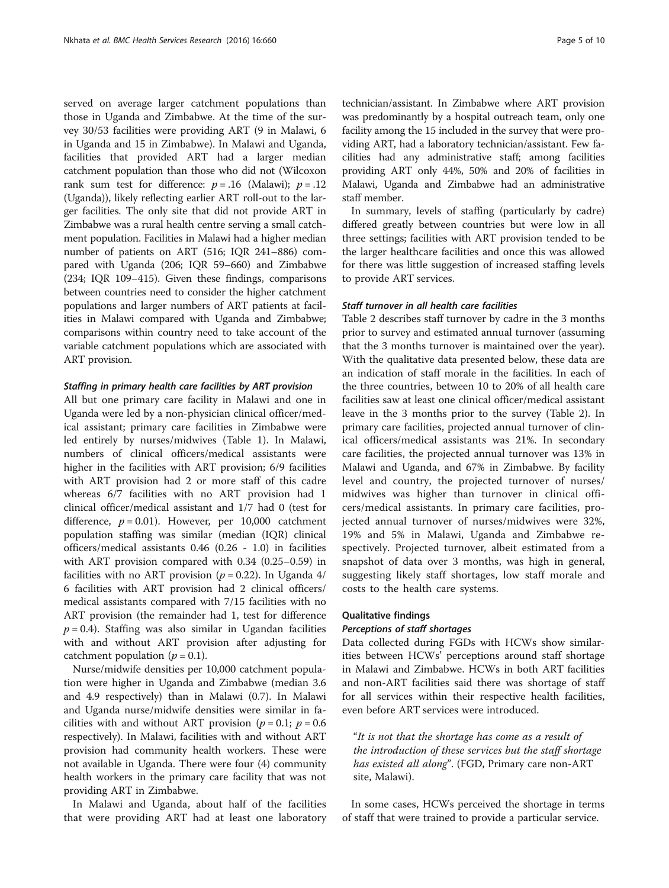served on average larger catchment populations than those in Uganda and Zimbabwe. At the time of the survey 30/53 facilities were providing ART (9 in Malawi, 6 in Uganda and 15 in Zimbabwe). In Malawi and Uganda, facilities that provided ART had a larger median catchment population than those who did not (Wilcoxon rank sum test for difference: $p = .16$ (Malawi); $p = .12$ (Uganda)), likely reflecting earlier ART roll-out to the larger facilities. The only site that did not provide ART in Zimbabwe was a rural health centre serving a small catchment population. Facilities in Malawi had a higher median number of patients on ART (516; IQR 241–886) compared with Uganda (206; IQR 59–660) and Zimbabwe (234; IQR 109–415). Given these findings, comparisons between countries need to consider the higher catchment populations and larger numbers of ART patients at facilities in Malawi compared with Uganda and Zimbabwe; comparisons within country need to take account of the variable catchment populations which are associated with ART provision.

#### *Staffing in primary health care facilities by ART provision*

All but one primary care facility in Malawi and one in Uganda were led by a non-physician clinical officer/medical assistant; primary care facilities in Zimbabwe were led entirely by nurses/midwives (Table 1). In Malawi, numbers of clinical officers/medical assistants were higher in the facilities with ART provision; 6/9 facilities with ART provision had 2 or more staff of this cadre whereas 6/7 facilities with no ART provision had 1 clinical officer/medical assistant and 1/7 had 0 (test for difference, $p = 0.01$). However, per 10,000 catchment population staffing was similar (median (IQR) clinical officers/medical assistants 0.46 (0.26 - 1.0) in facilities with ART provision compared with 0.34 (0.25–0.59) in facilities with no ART provision ($p = 0.22$). In Uganda 4/6 facilities with ART provision had 2 clinical officers/medical assistants compared with 7/15 facilities with no ART provision (the remainder had 1, test for difference $p = 0.4$). Staffing was also similar in Ugandan facilities with and without ART provision after adjusting for catchment population ($p = 0.1$).

Nurse/midwife densities per 10,000 catchment population were higher in Uganda and Zimbabwe (median 3.6 and 4.9 respectively) than in Malawi (0.7). In Malawi and Uganda nurse/midwife densities were similar in facilities with and without ART provision ($p = 0.1$; $p = 0.6$ respectively). In Malawi, facilities with and without ART provision had community health workers. These were not available in Uganda. There were four (4) community health workers in the primary care facility that was not providing ART in Zimbabwe.

In Malawi and Uganda, about half of the facilities that were providing ART had at least one laboratory technician/assistant. In Zimbabwe where ART provision was predominantly by a hospital outreach team, only one facility among the 15 included in the survey that were providing ART, had a laboratory technician/assistant. Few facilities had any administrative staff; among facilities providing ART only 44%, 50% and 20% of facilities in Malawi, Uganda and Zimbabwe had an administrative staff member.

In summary, levels of staffing (particularly by cadre) differed greatly between countries but were low in all three settings; facilities with ART provision tended to be the larger healthcare facilities and once this was allowed for there was little suggestion of increased staffing levels to provide ART services.

#### *Staff turnover in all health care facilities*

Table 2 describes staff turnover by cadre in the 3 months prior to survey and estimated annual turnover (assuming that the 3 months turnover is maintained over the year). With the qualitative data presented below, these data are an indication of staff morale in the facilities. In each of the three countries, between 10 to 20% of all health care facilities saw at least one clinical officer/medical assistant leave in the 3 months prior to the survey (Table 2). In primary care facilities, projected annual turnover of clinical officers/medical assistants was 21%. In secondary care facilities, the projected annual turnover was 13% in Malawi and Uganda, and 67% in Zimbabwe. By facility level and country, the projected turnover of nurses/midwives was higher than turnover in clinical officers/medical assistants. In primary care facilities, projected annual turnover of nurses/midwives were 32%, 19% and 5% in Malawi, Uganda and Zimbabwe respectively. Projected turnover, albeit estimated from a snapshot of data over 3 months, was high in general, suggesting likely staff shortages, low staff morale and costs to the health care systems.

### Qualitative findings

#### *Perceptions of staff shortages*

Data collected during FGDs with HCWs show similarities between HCWs' perceptions around staff shortage in Malawi and Zimbabwe. HCWs in both ART facilities and non-ART facilities said there was shortage of staff for all services within their respective health facilities, even before ART services were introduced.

> "*It is not that the shortage has come as a result of the introduction of these services but the staff shortage has existed all along*". (FGD, Primary care non-ART site, Malawi).

In some cases, HCWs perceived the shortage in terms of staff that were trained to provide a particular service.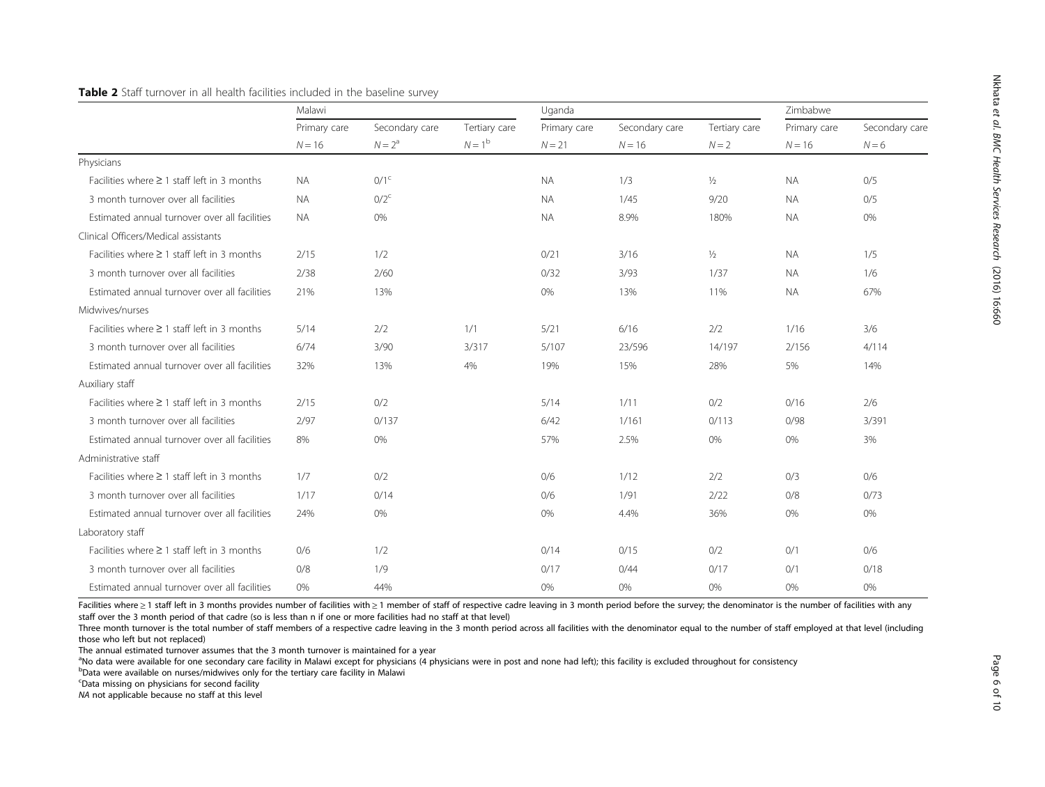**Table 2** Staff turnover in all health facilities included in the baseline survey

| | Malawi | | | Uganda | | | Zimbabwe | |
|---|---|---|---|---|---|---|---|---|
| | Primary care | Secondary care | Tertiary care | Primary care | Secondary care | Tertiary care | Primary care | Secondary care |
| | $N = 16$ | $N = 2$[a] | $N = 1$[b] | $N = 21$ | $N = 16$ | $N = 2$ | $N = 16$ | $N = 6$ |
| Physicians | | | | | | | | |
| Facilities where ≥ 1 staff left in 3 months | NA | 0/1[c] | | NA | 1/3 | ½ | NA | 0/5 |
| 3 month turnover over all facilities | NA | 0/2[c] | | NA | 1/45 | 9/20 | NA | 0/5 |
| Estimated annual turnover over all facilities | NA | 0% | | NA | 8.9% | 180% | NA | 0% |
| Clinical Officers/Medical assistants | | | | | | | | |
| Facilities where ≥ 1 staff left in 3 months | 2/15 | 1/2 | | 0/21 | 3/16 | ½ | NA | 1/5 |
| 3 month turnover over all facilities | 2/38 | 2/60 | | 0/32 | 3/93 | 1/37 | NA | 1/6 |
| Estimated annual turnover over all facilities | 21% | 13% | | 0% | 13% | 11% | NA | 67% |
| Midwives/nurses | | | | | | | | |
| Facilities where ≥ 1 staff left in 3 months | 5/14 | 2/2 | 1/1 | 5/21 | 6/16 | 2/2 | 1/16 | 3/6 |
| 3 month turnover over all facilities | 6/74 | 3/90 | 3/317 | 5/107 | 23/596 | 14/197 | 2/156 | 4/114 |
| Estimated annual turnover over all facilities | 32% | 13% | 4% | 19% | 15% | 28% | 5% | 14% |
| Auxiliary staff | | | | | | | | |
| Facilities where ≥ 1 staff left in 3 months | 2/15 | 0/2 | | 5/14 | 1/11 | 0/2 | 0/16 | 2/6 |
| 3 month turnover over all facilities | 2/97 | 0/137 | | 6/42 | 1/161 | 0/113 | 0/98 | 3/391 |
| Estimated annual turnover over all facilities | 8% | 0% | | 57% | 2.5% | 0% | 0% | 3% |
| Administrative staff | | | | | | | | |
| Facilities where ≥ 1 staff left in 3 months | 1/7 | 0/2 | | 0/6 | 1/12 | 2/2 | 0/3 | 0/6 |
| 3 month turnover over all facilities | 1/17 | 0/14 | | 0/6 | 1/91 | 2/22 | 0/8 | 0/73 |
| Estimated annual turnover over all facilities | 24% | 0% | | 0% | 4.4% | 36% | 0% | 0% |
| Laboratory staff | | | | | | | | |
| Facilities where ≥ 1 staff left in 3 months | 0/6 | 1/2 | | 0/14 | 0/15 | 0/2 | 0/1 | 0/6 |
| 3 month turnover over all facilities | 0/8 | 1/9 | | 0/17 | 0/44 | 0/17 | 0/1 | 0/18 |
| Estimated annual turnover over all facilities | 0% | 44% | | 0% | 0% | 0% | 0% | 0% |

Facilities where ≥ 1 staff left in 3 months provides number of facilities with ≥ 1 member of staff of respective cadre leaving in 3 month period before the survey; the denominator is the number of facilities with any staff over the 3 month period of that cadre (so is less than n if one or more facilities had no staff at that level)

Three month turnover is the total number of staff members of a respective cadre leaving in the 3 month period across all facilities with the denominator equal to the number of staff employed at that level (including those who left but not replaced)

The annual estimated turnover assumes that the 3 month turnover is maintained for a year

[a]No data were available for one secondary care facility in Malawi except for physicians (4 physicians were in post and none had left); this facility is excluded throughout for consistency

[b]Data were available on nurses/midwives only for the tertiary care facility in Malawi

[c]Data missing on physicians for second facility

*NA* not applicable because no staff at this level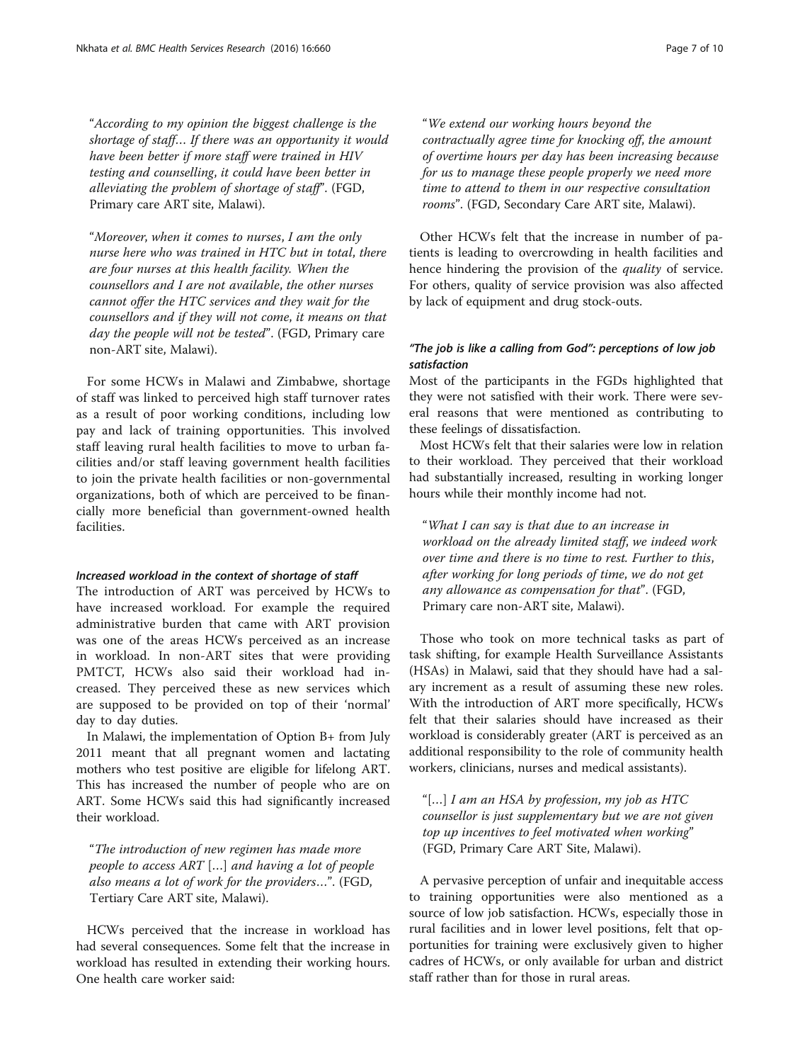"*According to my opinion the biggest challenge is the shortage of staff… If there was an opportunity it would have been better if more staff were trained in HIV testing and counselling, it could have been better in alleviating the problem of shortage of staff*". (FGD, Primary care ART site, Malawi).

"*Moreover, when it comes to nurses, I am the only nurse here who was trained in HTC but in total, there are four nurses at this health facility. When the counsellors and I are not available, the other nurses cannot offer the HTC services and they wait for the counsellors and if they will not come, it means on that day the people will not be tested*". (FGD, Primary care non-ART site, Malawi).

For some HCWs in Malawi and Zimbabwe, shortage of staff was linked to perceived high staff turnover rates as a result of poor working conditions, including low pay and lack of training opportunities. This involved staff leaving rural health facilities to move to urban facilities and/or staff leaving government health facilities to join the private health facilities or non-governmental organizations, both of which are perceived to be financially more beneficial than government-owned health facilities.

#### *Increased workload in the context of shortage of staff*

The introduction of ART was perceived by HCWs to have increased workload. For example the required administrative burden that came with ART provision was one of the areas HCWs perceived as an increase in workload. In non-ART sites that were providing PMTCT, HCWs also said their workload had increased. They perceived these as new services which are supposed to be provided on top of their 'normal' day to day duties.

In Malawi, the implementation of Option B+ from July 2011 meant that all pregnant women and lactating mothers who test positive are eligible for lifelong ART. This has increased the number of people who are on ART. Some HCWs said this had significantly increased their workload.

"*The introduction of new regimen has made more people to access ART […] and having a lot of people also means a lot of work for the providers…*". (FGD, Tertiary Care ART site, Malawi).

HCWs perceived that the increase in workload has had several consequences. Some felt that the increase in workload has resulted in extending their working hours. One health care worker said:

"*We extend our working hours beyond the contractually agree time for knocking off, the amount of overtime hours per day has been increasing because for us to manage these people properly we need more time to attend to them in our respective consultation rooms*". (FGD, Secondary Care ART site, Malawi).

Other HCWs felt that the increase in number of patients is leading to overcrowding in health facilities and hence hindering the provision of the *quality* of service. For others, quality of service provision was also affected by lack of equipment and drug stock-outs.

### *"The job is like a calling from God": perceptions of low job satisfaction*

Most of the participants in the FGDs highlighted that they were not satisfied with their work. There were several reasons that were mentioned as contributing to these feelings of dissatisfaction.

Most HCWs felt that their salaries were low in relation to their workload. They perceived that their workload had substantially increased, resulting in working longer hours while their monthly income had not.

"*What I can say is that due to an increase in workload on the already limited staff, we indeed work over time and there is no time to rest. Further to this, after working for long periods of time, we do not get any allowance as compensation for that*". (FGD, Primary care non-ART site, Malawi).

Those who took on more technical tasks as part of task shifting, for example Health Surveillance Assistants (HSAs) in Malawi, said that they should have had a salary increment as a result of assuming these new roles. With the introduction of ART more specifically, HCWs felt that their salaries should have increased as their workload is considerably greater (ART is perceived as an additional responsibility to the role of community health workers, clinicians, nurses and medical assistants).

"[…] *I am an HSA by profession, my job as HTC counsellor is just supplementary but we are not given top up incentives to feel motivated when working*" (FGD, Primary Care ART Site, Malawi).

A pervasive perception of unfair and inequitable access to training opportunities were also mentioned as a source of low job satisfaction. HCWs, especially those in rural facilities and in lower level positions, felt that opportunities for training were exclusively given to higher cadres of HCWs, or only available for urban and district staff rather than for those in rural areas.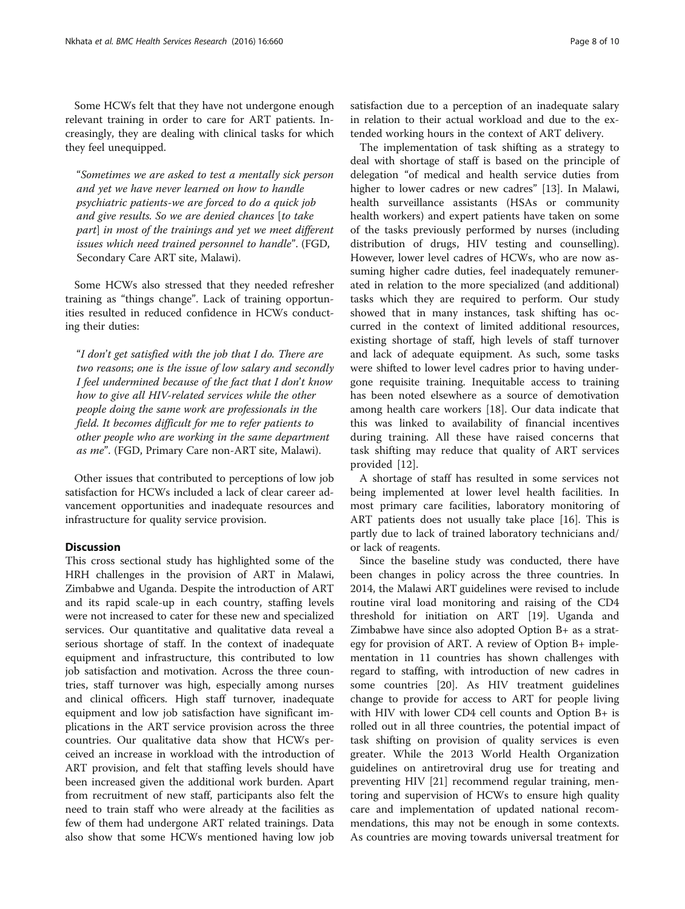Some HCWs felt that they have not undergone enough relevant training in order to care for ART patients. Increasingly, they are dealing with clinical tasks for which they feel unequipped.

> "*Sometimes we are asked to test a mentally sick person and yet we have never learned on how to handle psychiatric patients-we are forced to do a quick job and give results. So we are denied chances* [*to take part*] *in most of the trainings and yet we meet different issues which need trained personnel to handle*". (FGD, Secondary Care ART site, Malawi).

Some HCWs also stressed that they needed refresher training as "things change". Lack of training opportunities resulted in reduced confidence in HCWs conducting their duties:

> "*I don't get satisfied with the job that I do. There are two reasons*; *one is the issue of low salary and secondly I feel undermined because of the fact that I don't know how to give all HIV-related services while the other people doing the same work are professionals in the field. It becomes difficult for me to refer patients to other people who are working in the same department as me*". (FGD, Primary Care non-ART site, Malawi).

Other issues that contributed to perceptions of low job satisfaction for HCWs included a lack of clear career advancement opportunities and inadequate resources and infrastructure for quality service provision.

## Discussion

This cross sectional study has highlighted some of the HRH challenges in the provision of ART in Malawi, Zimbabwe and Uganda. Despite the introduction of ART and its rapid scale-up in each country, staffing levels were not increased to cater for these new and specialized services. Our quantitative and qualitative data reveal a serious shortage of staff. In the context of inadequate equipment and infrastructure, this contributed to low job satisfaction and motivation. Across the three countries, staff turnover was high, especially among nurses and clinical officers. High staff turnover, inadequate equipment and low job satisfaction have significant implications in the ART service provision across the three countries. Our qualitative data show that HCWs perceived an increase in workload with the introduction of ART provision, and felt that staffing levels should have been increased given the additional work burden. Apart from recruitment of new staff, participants also felt the need to train staff who were already at the facilities as few of them had undergone ART related trainings. Data also show that some HCWs mentioned having low job satisfaction due to a perception of an inadequate salary in relation to their actual workload and due to the extended working hours in the context of ART delivery.

The implementation of task shifting as a strategy to deal with shortage of staff is based on the principle of delegation "of medical and health service duties from higher to lower cadres or new cadres" [13]. In Malawi, health surveillance assistants (HSAs or community health workers) and expert patients have taken on some of the tasks previously performed by nurses (including distribution of drugs, HIV testing and counselling). However, lower level cadres of HCWs, who are now assuming higher cadre duties, feel inadequately remunerated in relation to the more specialized (and additional) tasks which they are required to perform. Our study showed that in many instances, task shifting has occurred in the context of limited additional resources, existing shortage of staff, high levels of staff turnover and lack of adequate equipment. As such, some tasks were shifted to lower level cadres prior to having undergone requisite training. Inequitable access to training has been noted elsewhere as a source of demotivation among health care workers [18]. Our data indicate that this was linked to availability of financial incentives during training. All these have raised concerns that task shifting may reduce that quality of ART services provided [12].

A shortage of staff has resulted in some services not being implemented at lower level health facilities. In most primary care facilities, laboratory monitoring of ART patients does not usually take place [16]. This is partly due to lack of trained laboratory technicians and/or lack of reagents.

Since the baseline study was conducted, there have been changes in policy across the three countries. In 2014, the Malawi ART guidelines were revised to include routine viral load monitoring and raising of the CD4 threshold for initiation on ART [19]. Uganda and Zimbabwe have since also adopted Option B+ as a strategy for provision of ART. A review of Option B+ implementation in 11 countries has shown challenges with regard to staffing, with introduction of new cadres in some countries [20]. As HIV treatment guidelines change to provide for access to ART for people living with HIV with lower CD4 cell counts and Option B+ is rolled out in all three countries, the potential impact of task shifting on provision of quality services is even greater. While the 2013 World Health Organization guidelines on antiretroviral drug use for treating and preventing HIV [21] recommend regular training, mentoring and supervision of HCWs to ensure high quality care and implementation of updated national recommendations, this may not be enough in some contexts. As countries are moving towards universal treatment for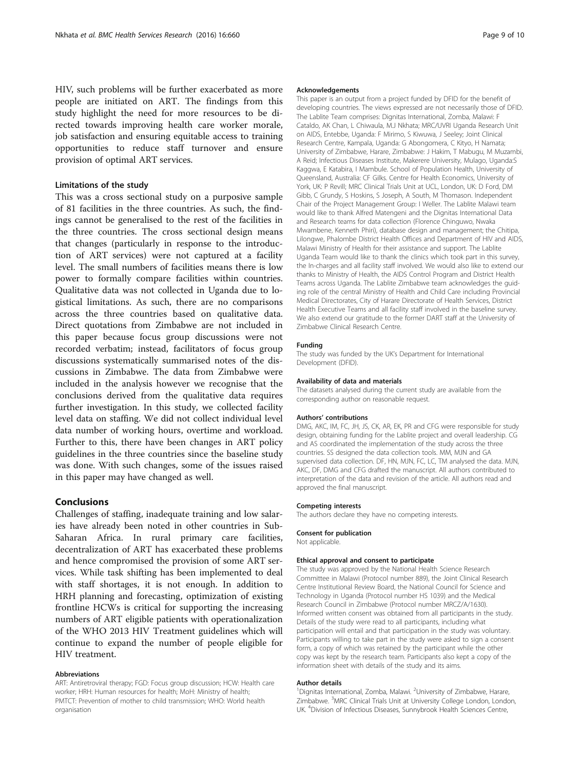HIV, such problems will be further exacerbated as more people are initiated on ART. The findings from this study highlight the need for more resources to be directed towards improving health care worker morale, job satisfaction and ensuring equitable access to training opportunities to reduce staff turnover and ensure provision of optimal ART services.

### Limitations of the study

This was a cross sectional study on a purposive sample of 81 facilities in the three countries. As such, the findings cannot be generalised to the rest of the facilities in the three countries. The cross sectional design means that changes (particularly in response to the introduction of ART services) were not captured at a facility level. The small numbers of facilities means there is low power to formally compare facilities within countries. Qualitative data was not collected in Uganda due to logistical limitations. As such, there are no comparisons across the three countries based on qualitative data. Direct quotations from Zimbabwe are not included in this paper because focus group discussions were not recorded verbatim; instead, facilitators of focus group discussions systematically summarised notes of the discussions in Zimbabwe. The data from Zimbabwe were included in the analysis however we recognise that the conclusions derived from the qualitative data requires further investigation. In this study, we collected facility level data on staffing. We did not collect individual level data number of working hours, overtime and workload. Further to this, there have been changes in ART policy guidelines in the three countries since the baseline study was done. With such changes, some of the issues raised in this paper may have changed as well.

## Conclusions

Challenges of staffing, inadequate training and low salaries have already been noted in other countries in Sub-Saharan Africa. In rural primary care facilities, decentralization of ART has exacerbated these problems and hence compromised the provision of some ART services. While task shifting has been implemented to deal with staff shortages, it is not enough. In addition to HRH planning and forecasting, optimization of existing frontline HCWs is critical for supporting the increasing numbers of ART eligible patients with operationalization of the WHO 2013 HIV Treatment guidelines which will continue to expand the number of people eligible for HIV treatment.

#### Abbreviations

ART: Antiretroviral therapy; FGD: Focus group discussion; HCW: Health care worker; HRH: Human resources for health; MoH: Ministry of health; PMTCT: Prevention of mother to child transmission; WHO: World health organisation

#### Acknowledgements

This paper is an output from a project funded by DFID for the benefit of developing countries. The views expressed are not necessarily those of DFID. The Lablite Team comprises: Dignitas International, Zomba, Malawi: F Cataldo, AK Chan, L Chiwaula, M.J Nkhata; MRC/UVRI Uganda Research Unit on AIDS, Entebbe, Uganda: F Mirimo, S Kiwuwa, J Seeley; Joint Clinical Research Centre, Kampala, Uganda: G Abongomera, C Kityo, H Namata; University of Zimbabwe, Harare, Zimbabwe: J Hakim, T Mabugu, M Muzambi, A Reid; Infectious Diseases Institute, Makerere University, Mulago, Uganda:S Kaggwa, E Katabira, I Mambule. School of Population Health, University of Queensland, Australia: CF Gilks. Centre for Health Economics, University of York, UK: P Revill; MRC Clinical Trials Unit at UCL, London, UK: D Ford, DM Gibb, C Grundy, S Hoskins, S Joseph, A South, M Thomason. Independent Chair of the Project Management Group: I Weller. The Lablite Malawi team would like to thank Alfred Matengeni and the Dignitas International Data and Research teams for data collection (Florence Chinguwo, Nwaka Mwambene, Kenneth Phiri), database design and management; the Chitipa, Lilongwe, Phalombe District Health Offices and Department of HIV and AIDS, Malawi Ministry of Health for their assistance and support. The Lablite Uganda Team would like to thank the clinics which took part in this survey, the In-charges and all facility staff involved. We would also like to extend our thanks to Ministry of Health, the AIDS Control Program and District Health Teams across Uganda. The Lablite Zimbabwe team acknowledges the guiding role of the central Ministry of Health and Child Care including Provincial Medical Directorates, City of Harare Directorate of Health Services, District Health Executive Teams and all facility staff involved in the baseline survey. We also extend our gratitude to the former DART staff at the University of Zimbabwe Clinical Research Centre.

#### Funding

The study was funded by the UK's Department for International Development (DFID).

#### Availability of data and materials

The datasets analysed during the current study are available from the corresponding author on reasonable request.

#### Authors' contributions

DMG, AKC, IM, FC, JH, JS, CK, AR, EK, PR and CFG were responsible for study design, obtaining funding for the Lablite project and overall leadership. CG and AS coordinated the implementation of the study across the three countries. SS designed the data collection tools. MM, MJN and GA supervised data collection. DF, HN, MJN, FC, LC, TM analysed the data. MJN, AKC, DF, DMG and CFG drafted the manuscript. All authors contributed to interpretation of the data and revision of the article. All authors read and approved the final manuscript.

#### Competing interests

The authors declare they have no competing interests.

#### Consent for publication

Not applicable.

#### Ethical approval and consent to participate

The study was approved by the National Health Science Research Committee in Malawi (Protocol number 889), the Joint Clinical Research Centre Institutional Review Board, the National Council for Science and Technology in Uganda (Protocol number HS 1039) and the Medical Research Council in Zimbabwe (Protocol number MRCZ/A/1630). Informed written consent was obtained from all participants in the study. Details of the study were read to all participants, including what participation will entail and that participation in the study was voluntary. Participants willing to take part in the study were asked to sign a consent form, a copy of which was retained by the participant while the other copy was kept by the research team. Participants also kept a copy of the information sheet with details of the study and its aims.

#### Author details

[1]Dignitas International, Zomba, Malawi. [2]University of Zimbabwe, Harare, Zimbabwe. [3]MRC Clinical Trials Unit at University College London, London, UK. [4]Division of Infectious Diseases, Sunnybrook Health Sciences Centre,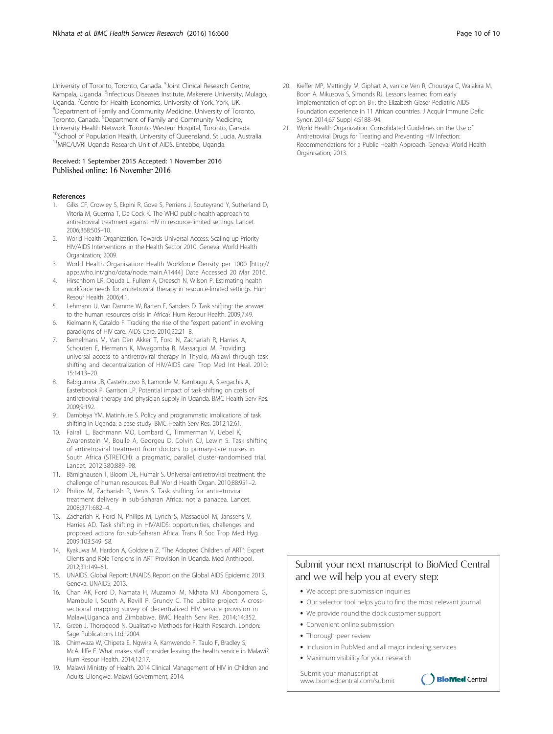University of Toronto, Toronto, Canada. [5]Joint Clinical Research Centre, Kampala, Uganda. [6]Infectious Diseases Institute, Makerere University, Mulago, Uganda. [7]Centre for Health Economics, University of York, York, UK. [8]Department of Family and Community Medicine, University of Toronto, Toronto, Canada. [9]Department of Family and Community Medicine, University Health Network, Toronto Western Hospital, Toronto, Canada. [10]School of Population Health, University of Queensland, St Lucia, Australia. [11]MRC/UVRI Uganda Research Unit of AIDS, Entebbe, Uganda.

Received: 1 September 2015 Accepted: 1 November 2016
Published online: 16 November 2016

## References

1. Gilks CF, Crowley S, Ekpini R, Gove S, Perriens J, Souteyrand Y, Sutherland D, Vitoria M, Guerma T, De Cock K. The WHO public-health approach to antiretroviral treatment against HIV in resource-limited settings. Lancet. 2006;368:505–10.
2. World Health Organization. Towards Universal Access: Scaling up Priority HIV/AIDS Interventions in the Health Sector 2010. Geneva: World Health Organization; 2009.
3. World Health Organisation: Health Workforce Density per 1000 [http://apps.who.int/gho/data/node.main.A1444] Date Accessed 20 Mar 2016.
4. Hirschhorn LR, Oguda L, Fullem A, Dreesch N, Wilson P. Estimating health workforce needs for antiretroviral therapy in resource-limited settings. Hum Resour Health. 2006;4:1.
5. Lehmann U, Van Damme W, Barten F, Sanders D. Task shifting: the answer to the human resources crisis in Africa? Hum Resour Health. 2009;7:49.
6. Kielmann K, Cataldo F. Tracking the rise of the "expert patient" in evolving paradigms of HIV care. AIDS Care. 2010;22:21–8.
7. Bemelmans M, Van Den Akker T, Ford N, Zachariah R, Harries A, Schouten E, Hermann K, Mwagomba B, Massaquoi M. Providing universal access to antiretroviral therapy in Thyolo, Malawi through task shifting and decentralization of HIV/AIDS care. Trop Med Int Heal. 2010; 15:1413–20.
8. Babigumira JB, Castelnuovo B, Lamorde M, Kambugu A, Stergachis A, Easterbrook P, Garrison LP. Potential impact of task-shifting on costs of antiretroviral therapy and physician supply in Uganda. BMC Health Serv Res. 2009;9:192.
9. Dambisya YM, Matinhure S. Policy and programmatic implications of task shifting in Uganda: a case study. BMC Health Serv Res. 2012;12:61.
10. Fairall L, Bachmann MO, Lombard C, Timmerman V, Uebel K, Zwarenstein M, Boulle A, Georgeu D, Colvin CJ, Lewin S. Task shifting of antiretroviral treatment from doctors to primary-care nurses in South Africa (STRETCH): a pragmatic, parallel, cluster-randomised trial. Lancet. 2012;380:889–98.
11. Bärnighausen T, Bloom DE, Humair S. Universal antiretroviral treatment: the challenge of human resources. Bull World Health Organ. 2010;88:951–2.
12. Philips M, Zachariah R, Venis S. Task shifting for antiretroviral treatment delivery in sub-Saharan Africa: not a panacea. Lancet. 2008;371:682–4.
13. Zachariah R, Ford N, Philips M, Lynch S, Massaquoi M, Janssens V, Harries AD. Task shifting in HIV/AIDS: opportunities, challenges and proposed actions for sub-Saharan Africa. Trans R Soc Trop Med Hyg. 2009;103:549–58.
14. Kyakuwa M, Hardon A, Goldstein Z. "The Adopted Children of ART": Expert Clients and Role Tensions in ART Provision in Uganda. Med Anthropol. 2012;31:149–61.
15. UNAIDS. Global Report: UNAIDS Report on the Global AIDS Epidemic 2013. Geneva: UNAIDS; 2013.
16. Chan AK, Ford D, Namata H, Muzambi M, Nkhata MJ, Abongomera G, Mambule I, South A, Revill P, Grundy C. The Lablite project: A cross-sectional mapping survey of decentralized HIV service provision in Malawi,Uganda and Zimbabwe. BMC Health Serv Res. 2014;14:352.
17. Green J, Thorogood N. Qualitative Methods for Health Research. London: Sage Publications Ltd; 2004.
18. Chimwaza W, Chipeta E, Ngwira A, Kamwendo F, Taulo F, Bradley S, McAuliffe E. What makes staff consider leaving the health service in Malawi? Hum Resour Health. 2014;12:17.
19. Malawi Ministry of Health. 2014 Clinical Management of HIV in Children and Adults. Lilongwe: Malawi Government; 2014.
20. Kieffer MP, Mattingly M, Giphart A, van de Ven R, Chouraya C, Walakira M, Boon A, Mikusova S, Simonds RJ. Lessons learned from early implementation of option B+: the Elizabeth Glaser Pediatric AIDS Foundation experience in 11 African countries. J Acquir Immune Defic Syndr. 2014;67 Suppl 4:S188–94.
21. World Health Organization. Consolidated Guidelines on the Use of Antiretroviral Drugs for Treating and Preventing HIV Infection: Recommendations for a Public Health Approach. Geneva: World Health Organisation; 2013.

Submit your next manuscript to BioMed Central and we will help you at every step:

- We accept pre-submission inquiries
- Our selector tool helps you to find the most relevant journal
- We provide round the clock customer support
- Convenient online submission
- Thorough peer review
- Inclusion in PubMed and all major indexing services
- Maximum visibility for your research

Submit your manuscript at www.biomedcentral.com/submit

BioMed Central